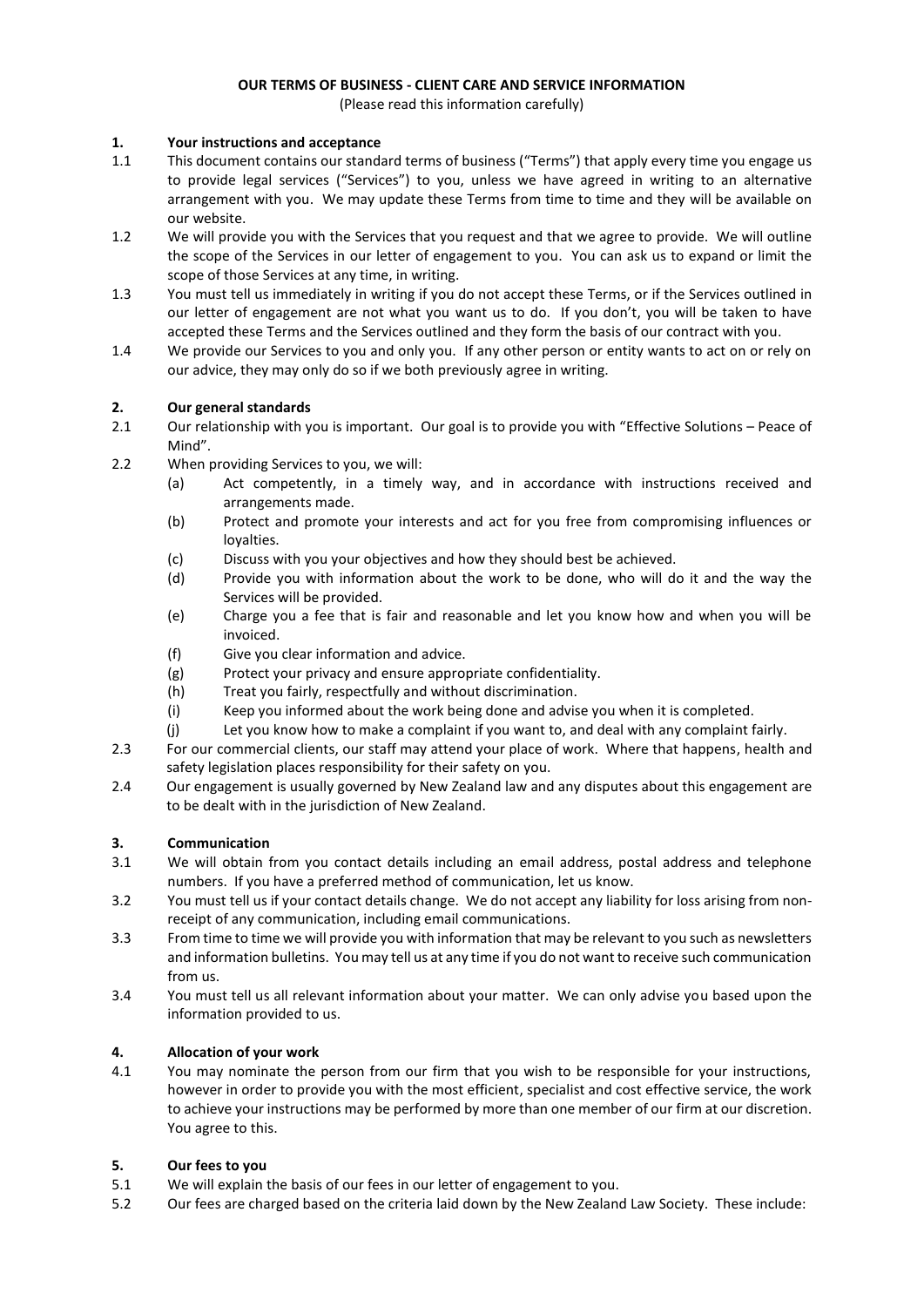# OUR TERMS OF BUSINESS - CLIENT CARE AND SERVICE INFORMATION

(Please read this information carefully)

## 1. Your instructions and acceptance

1.1 This document contains our standard terms of business ("Terms") that apply every time you engage us to provide legal services ("Services") to you, unless we have agreed in writing to an alternative arrangement with you. We may update these Terms from time to time and they will be available on our website.

1.2 We will provide you with the Services that you request and that we agree to provide. We will outline the scope of the Services in our letter of engagement to you. You can ask us to expand or limit the scope of those Services at any time, in writing.

1.3 You must tell us immediately in writing if you do not accept these Terms, or if the Services outlined in our letter of engagement are not what you want us to do. If you don't, you will be taken to have accepted these Terms and the Services outlined and they form the basis of our contract with you.

1.4 We provide our Services to you and only you. If any other person or entity wants to act on or rely on our advice, they may only do so if we both previously agree in writing.

## 2. Our general standards

2.1 Our relationship with you is important. Our goal is to provide you with "Effective Solutions – Peace of Mind".

2.2 When providing Services to you, we will:

(a) Act competently, in a timely way, and in accordance with instructions received and arrangements made.

(b) Protect and promote your interests and act for you free from compromising influences or loyalties.

(c) Discuss with you your objectives and how they should best be achieved.

(d) Provide you with information about the work to be done, who will do it and the way the Services will be provided.

(e) Charge you a fee that is fair and reasonable and let you know how and when you will be invoiced.

(f) Give you clear information and advice.

(g) Protect your privacy and ensure appropriate confidentiality.

(h) Treat you fairly, respectfully and without discrimination.

(i) Keep you informed about the work being done and advise you when it is completed.

(j) Let you know how to make a complaint if you want to, and deal with any complaint fairly.

2.3 For our commercial clients, our staff may attend your place of work. Where that happens, health and safety legislation places responsibility for their safety on you.

2.4 Our engagement is usually governed by New Zealand law and any disputes about this engagement are to be dealt with in the jurisdiction of New Zealand.

## 3. Communication

3.1 We will obtain from you contact details including an email address, postal address and telephone numbers. If you have a preferred method of communication, let us know.

3.2 You must tell us if your contact details change. We do not accept any liability for loss arising from non-receipt of any communication, including email communications.

3.3 From time to time we will provide you with information that may be relevant to you such as newsletters and information bulletins. You may tell us at any time if you do not want to receive such communication from us.

3.4 You must tell us all relevant information about your matter. We can only advise you based upon the information provided to us.

## 4. Allocation of your work

4.1 You may nominate the person from our firm that you wish to be responsible for your instructions, however in order to provide you with the most efficient, specialist and cost effective service, the work to achieve your instructions may be performed by more than one member of our firm at our discretion. You agree to this.

## 5. Our fees to you

5.1 We will explain the basis of our fees in our letter of engagement to you.

5.2 Our fees are charged based on the criteria laid down by the New Zealand Law Society. These include: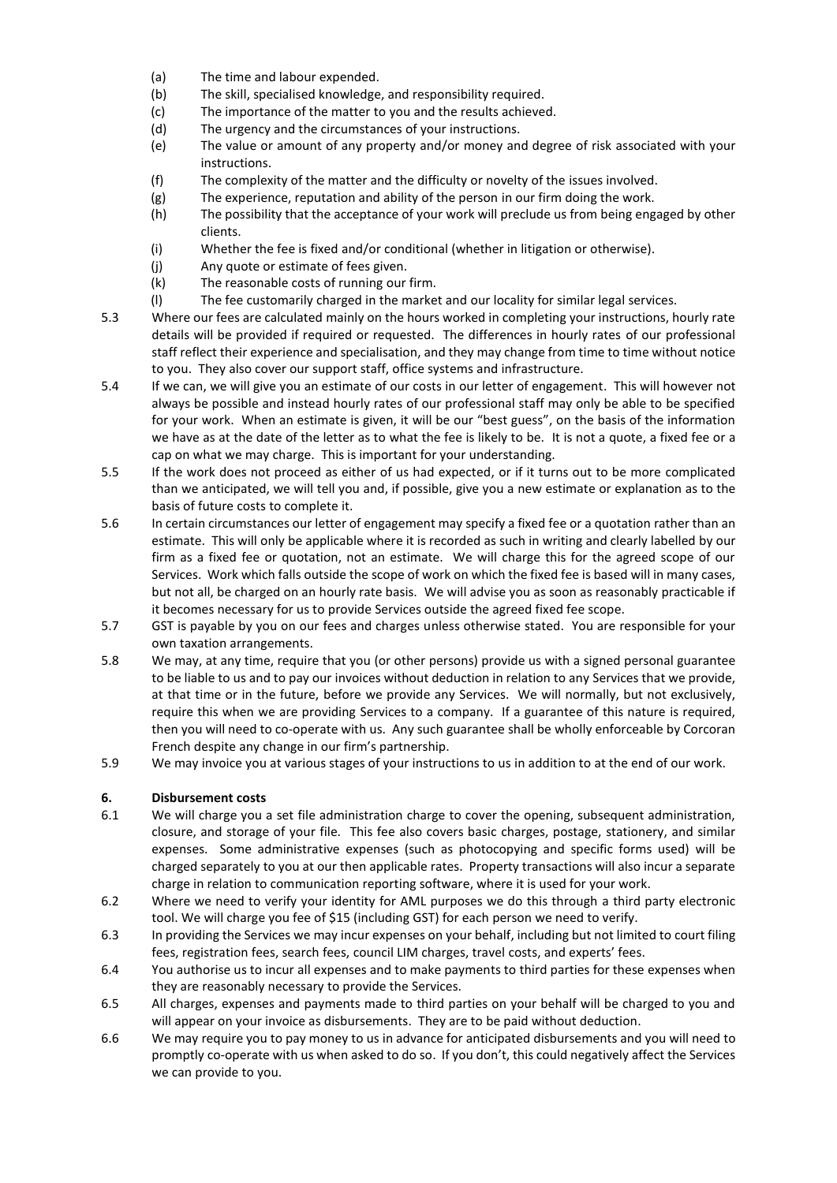(a) The time and labour expended.
(b) The skill, specialised knowledge, and responsibility required.
(c) The importance of the matter to you and the results achieved.
(d) The urgency and the circumstances of your instructions.
(e) The value or amount of any property and/or money and degree of risk associated with your instructions.
(f) The complexity of the matter and the difficulty or novelty of the issues involved.
(g) The experience, reputation and ability of the person in our firm doing the work.
(h) The possibility that the acceptance of your work will preclude us from being engaged by other clients.
(i) Whether the fee is fixed and/or conditional (whether in litigation or otherwise).
(j) Any quote or estimate of fees given.
(k) The reasonable costs of running our firm.
(l) The fee customarily charged in the market and our locality for similar legal services.

5.3 Where our fees are calculated mainly on the hours worked in completing your instructions, hourly rate details will be provided if required or requested. The differences in hourly rates of our professional staff reflect their experience and specialisation, and they may change from time to time without notice to you. They also cover our support staff, office systems and infrastructure.

5.4 If we can, we will give you an estimate of our costs in our letter of engagement. This will however not always be possible and instead hourly rates of our professional staff may only be able to be specified for your work. When an estimate is given, it will be our "best guess", on the basis of the information we have as at the date of the letter as to what the fee is likely to be. It is not a quote, a fixed fee or a cap on what we may charge. This is important for your understanding.

5.5 If the work does not proceed as either of us had expected, or if it turns out to be more complicated than we anticipated, we will tell you and, if possible, give you a new estimate or explanation as to the basis of future costs to complete it.

5.6 In certain circumstances our letter of engagement may specify a fixed fee or a quotation rather than an estimate. This will only be applicable where it is recorded as such in writing and clearly labelled by our firm as a fixed fee or quotation, not an estimate. We will charge this for the agreed scope of our Services. Work which falls outside the scope of work on which the fixed fee is based will in many cases, but not all, be charged on an hourly rate basis. We will advise you as soon as reasonably practicable if it becomes necessary for us to provide Services outside the agreed fixed fee scope.

5.7 GST is payable by you on our fees and charges unless otherwise stated. You are responsible for your own taxation arrangements.

5.8 We may, at any time, require that you (or other persons) provide us with a signed personal guarantee to be liable to us and to pay our invoices without deduction in relation to any Services that we provide, at that time or in the future, before we provide any Services. We will normally, but not exclusively, require this when we are providing Services to a company. If a guarantee of this nature is required, then you will need to co-operate with us. Any such guarantee shall be wholly enforceable by Corcoran French despite any change in our firm's partnership.

5.9 We may invoice you at various stages of your instructions to us in addition to at the end of our work.

## 6. Disbursement costs

6.1 We will charge you a set file administration charge to cover the opening, subsequent administration, closure, and storage of your file. This fee also covers basic charges, postage, stationery, and similar expenses. Some administrative expenses (such as photocopying and specific forms used) will be charged separately to you at our then applicable rates. Property transactions will also incur a separate charge in relation to communication reporting software, where it is used for your work.

6.2 Where we need to verify your identity for AML purposes we do this through a third party electronic tool. We will charge you fee of $15 (including GST) for each person we need to verify.

6.3 In providing the Services we may incur expenses on your behalf, including but not limited to court filing fees, registration fees, search fees, council LIM charges, travel costs, and experts' fees.

6.4 You authorise us to incur all expenses and to make payments to third parties for these expenses when they are reasonably necessary to provide the Services.

6.5 All charges, expenses and payments made to third parties on your behalf will be charged to you and will appear on your invoice as disbursements. They are to be paid without deduction.

6.6 We may require you to pay money to us in advance for anticipated disbursements and you will need to promptly co-operate with us when asked to do so. If you don't, this could negatively affect the Services we can provide to you.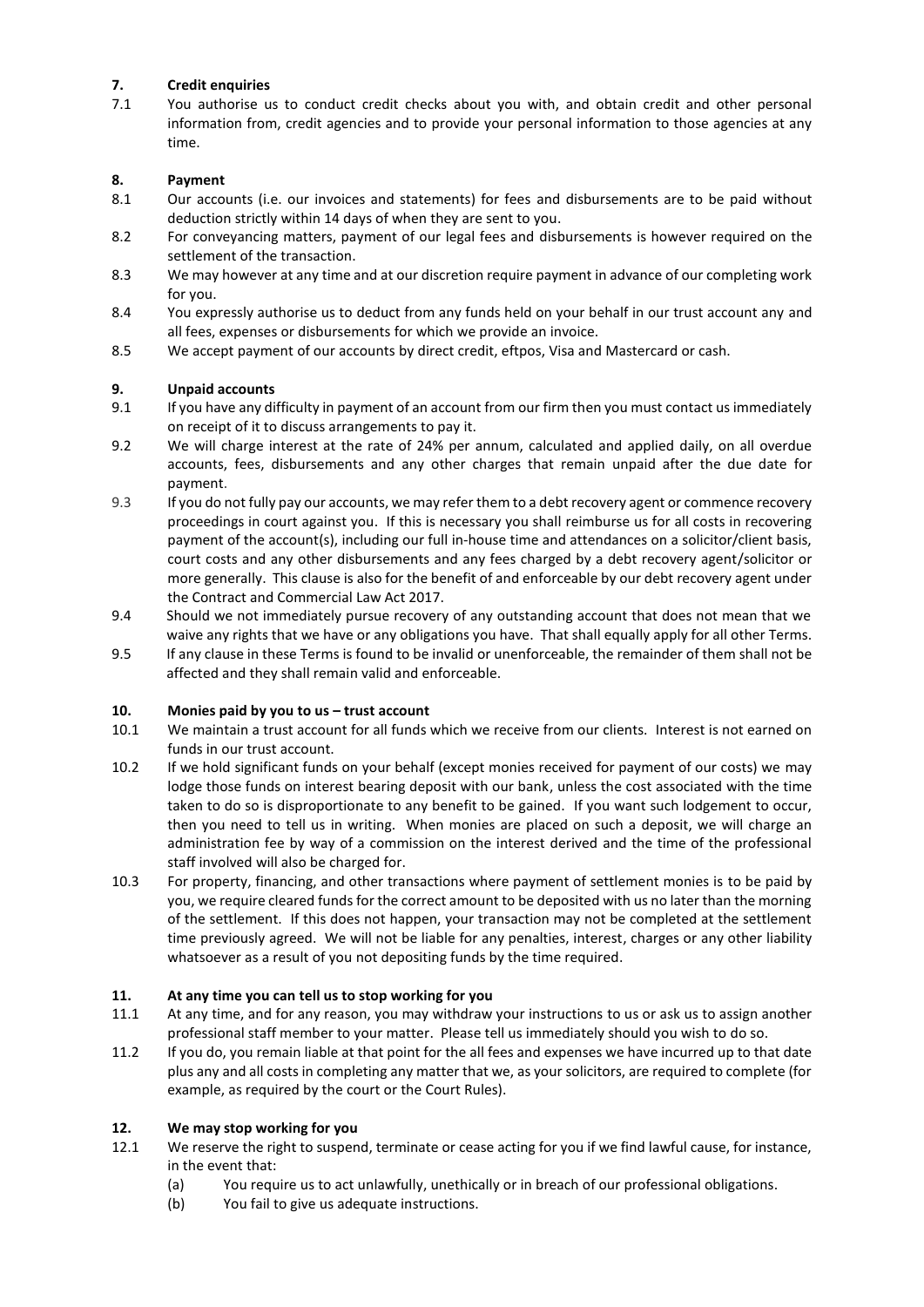### 7. Credit enquiries

7.1 You authorise us to conduct credit checks about you with, and obtain credit and other personal information from, credit agencies and to provide your personal information to those agencies at any time.

### 8. Payment

8.1 Our accounts (i.e. our invoices and statements) for fees and disbursements are to be paid without deduction strictly within 14 days of when they are sent to you.

8.2 For conveyancing matters, payment of our legal fees and disbursements is however required on the settlement of the transaction.

8.3 We may however at any time and at our discretion require payment in advance of our completing work for you.

8.4 You expressly authorise us to deduct from any funds held on your behalf in our trust account any and all fees, expenses or disbursements for which we provide an invoice.

8.5 We accept payment of our accounts by direct credit, eftpos, Visa and Mastercard or cash.

### 9. Unpaid accounts

9.1 If you have any difficulty in payment of an account from our firm then you must contact us immediately on receipt of it to discuss arrangements to pay it.

9.2 We will charge interest at the rate of 24% per annum, calculated and applied daily, on all overdue accounts, fees, disbursements and any other charges that remain unpaid after the due date for payment.

9.3 If you do not fully pay our accounts, we may refer them to a debt recovery agent or commence recovery proceedings in court against you. If this is necessary you shall reimburse us for all costs in recovering payment of the account(s), including our full in-house time and attendances on a solicitor/client basis, court costs and any other disbursements and any fees charged by a debt recovery agent/solicitor or more generally. This clause is also for the benefit of and enforceable by our debt recovery agent under the Contract and Commercial Law Act 2017.

9.4 Should we not immediately pursue recovery of any outstanding account that does not mean that we waive any rights that we have or any obligations you have. That shall equally apply for all other Terms.

9.5 If any clause in these Terms is found to be invalid or unenforceable, the remainder of them shall not be affected and they shall remain valid and enforceable.

### 10. Monies paid by you to us – trust account

10.1 We maintain a trust account for all funds which we receive from our clients. Interest is not earned on funds in our trust account.

10.2 If we hold significant funds on your behalf (except monies received for payment of our costs) we may lodge those funds on interest bearing deposit with our bank, unless the cost associated with the time taken to do so is disproportionate to any benefit to be gained. If you want such lodgement to occur, then you need to tell us in writing. When monies are placed on such a deposit, we will charge an administration fee by way of a commission on the interest derived and the time of the professional staff involved will also be charged for.

10.3 For property, financing, and other transactions where payment of settlement monies is to be paid by you, we require cleared funds for the correct amount to be deposited with us no later than the morning of the settlement. If this does not happen, your transaction may not be completed at the settlement time previously agreed. We will not be liable for any penalties, interest, charges or any other liability whatsoever as a result of you not depositing funds by the time required.

### 11. At any time you can tell us to stop working for you

11.1 At any time, and for any reason, you may withdraw your instructions to us or ask us to assign another professional staff member to your matter. Please tell us immediately should you wish to do so.

11.2 If you do, you remain liable at that point for the all fees and expenses we have incurred up to that date plus any and all costs in completing any matter that we, as your solicitors, are required to complete (for example, as required by the court or the Court Rules).

### 12. We may stop working for you

12.1 We reserve the right to suspend, terminate or cease acting for you if we find lawful cause, for instance, in the event that:

(a) You require us to act unlawfully, unethically or in breach of our professional obligations.

(b) You fail to give us adequate instructions.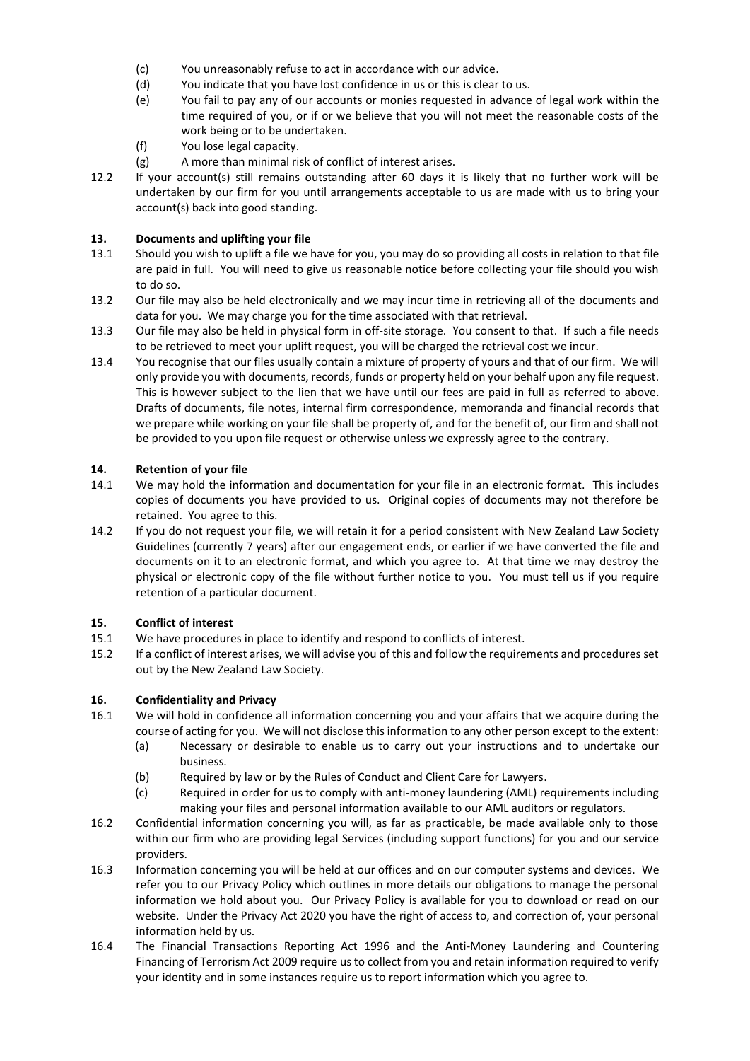(c) You unreasonably refuse to act in accordance with our advice.
(d) You indicate that you have lost confidence in us or this is clear to us.
(e) You fail to pay any of our accounts or monies requested in advance of legal work within the time required of you, or if or we believe that you will not meet the reasonable costs of the work being or to be undertaken.
(f) You lose legal capacity.
(g) A more than minimal risk of conflict of interest arises.

12.2 If your account(s) still remains outstanding after 60 days it is likely that no further work will be undertaken by our firm for you until arrangements acceptable to us are made with us to bring your account(s) back into good standing.

## 13. Documents and uplifting your file

13.1 Should you wish to uplift a file we have for you, you may do so providing all costs in relation to that file are paid in full. You will need to give us reasonable notice before collecting your file should you wish to do so.

13.2 Our file may also be held electronically and we may incur time in retrieving all of the documents and data for you. We may charge you for the time associated with that retrieval.

13.3 Our file may also be held in physical form in off-site storage. You consent to that. If such a file needs to be retrieved to meet your uplift request, you will be charged the retrieval cost we incur.

13.4 You recognise that our files usually contain a mixture of property of yours and that of our firm. We will only provide you with documents, records, funds or property held on your behalf upon any file request. This is however subject to the lien that we have until our fees are paid in full as referred to above. Drafts of documents, file notes, internal firm correspondence, memoranda and financial records that we prepare while working on your file shall be property of, and for the benefit of, our firm and shall not be provided to you upon file request or otherwise unless we expressly agree to the contrary.

## 14. Retention of your file

14.1 We may hold the information and documentation for your file in an electronic format. This includes copies of documents you have provided to us. Original copies of documents may not therefore be retained. You agree to this.

14.2 If you do not request your file, we will retain it for a period consistent with New Zealand Law Society Guidelines (currently 7 years) after our engagement ends, or earlier if we have converted the file and documents on it to an electronic format, and which you agree to. At that time we may destroy the physical or electronic copy of the file without further notice to you. You must tell us if you require retention of a particular document.

## 15. Conflict of interest

15.1 We have procedures in place to identify and respond to conflicts of interest.

15.2 If a conflict of interest arises, we will advise you of this and follow the requirements and procedures set out by the New Zealand Law Society.

## 16. Confidentiality and Privacy

16.1 We will hold in confidence all information concerning you and your affairs that we acquire during the course of acting for you. We will not disclose this information to any other person except to the extent:
(a) Necessary or desirable to enable us to carry out your instructions and to undertake our business.
(b) Required by law or by the Rules of Conduct and Client Care for Lawyers.
(c) Required in order for us to comply with anti-money laundering (AML) requirements including making your files and personal information available to our AML auditors or regulators.

16.2 Confidential information concerning you will, as far as practicable, be made available only to those within our firm who are providing legal Services (including support functions) for you and our service providers.

16.3 Information concerning you will be held at our offices and on our computer systems and devices. We refer you to our Privacy Policy which outlines in more details our obligations to manage the personal information we hold about you. Our Privacy Policy is available for you to download or read on our website. Under the Privacy Act 2020 you have the right of access to, and correction of, your personal information held by us.

16.4 The Financial Transactions Reporting Act 1996 and the Anti-Money Laundering and Countering Financing of Terrorism Act 2009 require us to collect from you and retain information required to verify your identity and in some instances require us to report information which you agree to.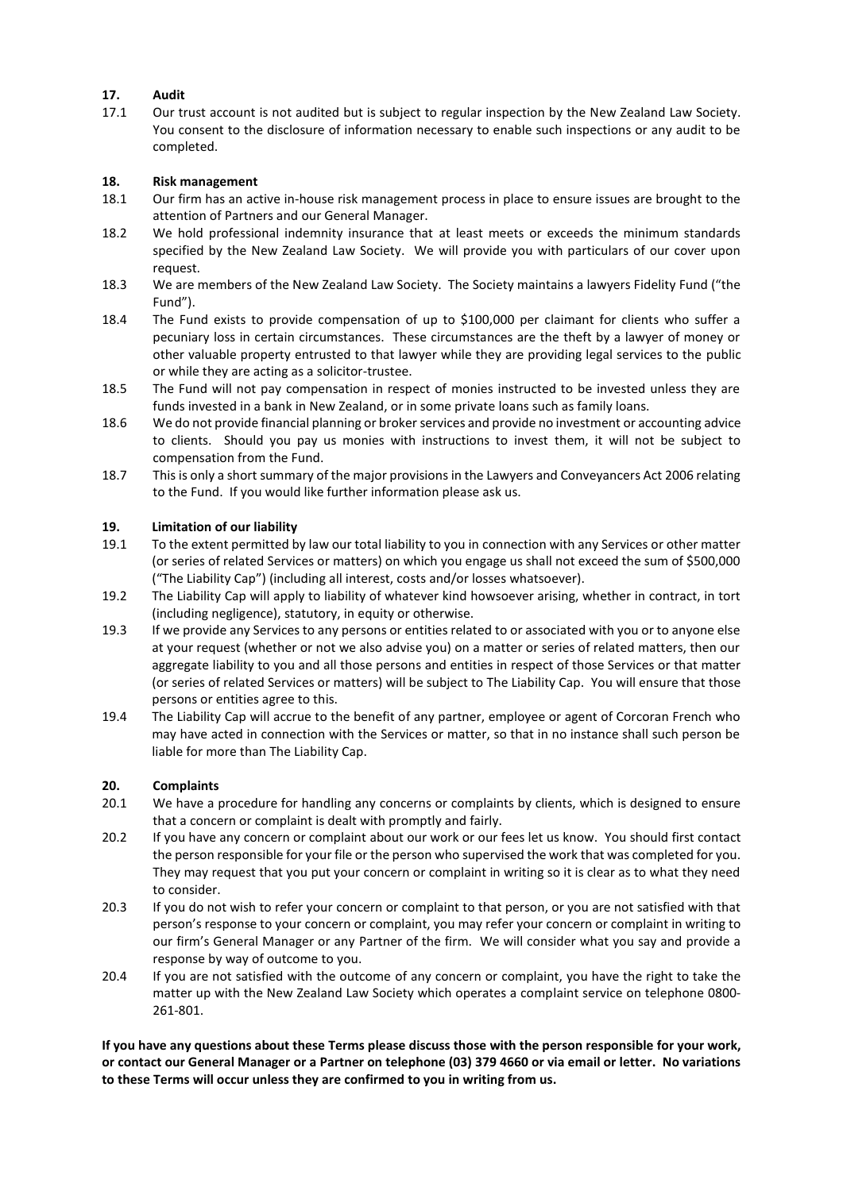## 17. Audit

17.1 Our trust account is not audited but is subject to regular inspection by the New Zealand Law Society. You consent to the disclosure of information necessary to enable such inspections or any audit to be completed.

## 18. Risk management

18.1 Our firm has an active in-house risk management process in place to ensure issues are brought to the attention of Partners and our General Manager.

18.2 We hold professional indemnity insurance that at least meets or exceeds the minimum standards specified by the New Zealand Law Society. We will provide you with particulars of our cover upon request.

18.3 We are members of the New Zealand Law Society. The Society maintains a lawyers Fidelity Fund ("the Fund").

18.4 The Fund exists to provide compensation of up to $100,000 per claimant for clients who suffer a pecuniary loss in certain circumstances. These circumstances are the theft by a lawyer of money or other valuable property entrusted to that lawyer while they are providing legal services to the public or while they are acting as a solicitor-trustee.

18.5 The Fund will not pay compensation in respect of monies instructed to be invested unless they are funds invested in a bank in New Zealand, or in some private loans such as family loans.

18.6 We do not provide financial planning or broker services and provide no investment or accounting advice to clients. Should you pay us monies with instructions to invest them, it will not be subject to compensation from the Fund.

18.7 This is only a short summary of the major provisions in the Lawyers and Conveyancers Act 2006 relating to the Fund. If you would like further information please ask us.

## 19. Limitation of our liability

19.1 To the extent permitted by law our total liability to you in connection with any Services or other matter (or series of related Services or matters) on which you engage us shall not exceed the sum of $500,000 ("The Liability Cap") (including all interest, costs and/or losses whatsoever).

19.2 The Liability Cap will apply to liability of whatever kind howsoever arising, whether in contract, in tort (including negligence), statutory, in equity or otherwise.

19.3 If we provide any Services to any persons or entities related to or associated with you or to anyone else at your request (whether or not we also advise you) on a matter or series of related matters, then our aggregate liability to you and all those persons and entities in respect of those Services or that matter (or series of related Services or matters) will be subject to The Liability Cap. You will ensure that those persons or entities agree to this.

19.4 The Liability Cap will accrue to the benefit of any partner, employee or agent of Corcoran French who may have acted in connection with the Services or matter, so that in no instance shall such person be liable for more than The Liability Cap.

## 20. Complaints

20.1 We have a procedure for handling any concerns or complaints by clients, which is designed to ensure that a concern or complaint is dealt with promptly and fairly.

20.2 If you have any concern or complaint about our work or our fees let us know. You should first contact the person responsible for your file or the person who supervised the work that was completed for you. They may request that you put your concern or complaint in writing so it is clear as to what they need to consider.

20.3 If you do not wish to refer your concern or complaint to that person, or you are not satisfied with that person's response to your concern or complaint, you may refer your concern or complaint in writing to our firm's General Manager or any Partner of the firm. We will consider what you say and provide a response by way of outcome to you.

20.4 If you are not satisfied with the outcome of any concern or complaint, you have the right to take the matter up with the New Zealand Law Society which operates a complaint service on telephone 0800-261-801.

**If you have any questions about these Terms please discuss those with the person responsible for your work, or contact our General Manager or a Partner on telephone (03) 379 4660 or via email or letter. No variations to these Terms will occur unless they are confirmed to you in writing from us.**